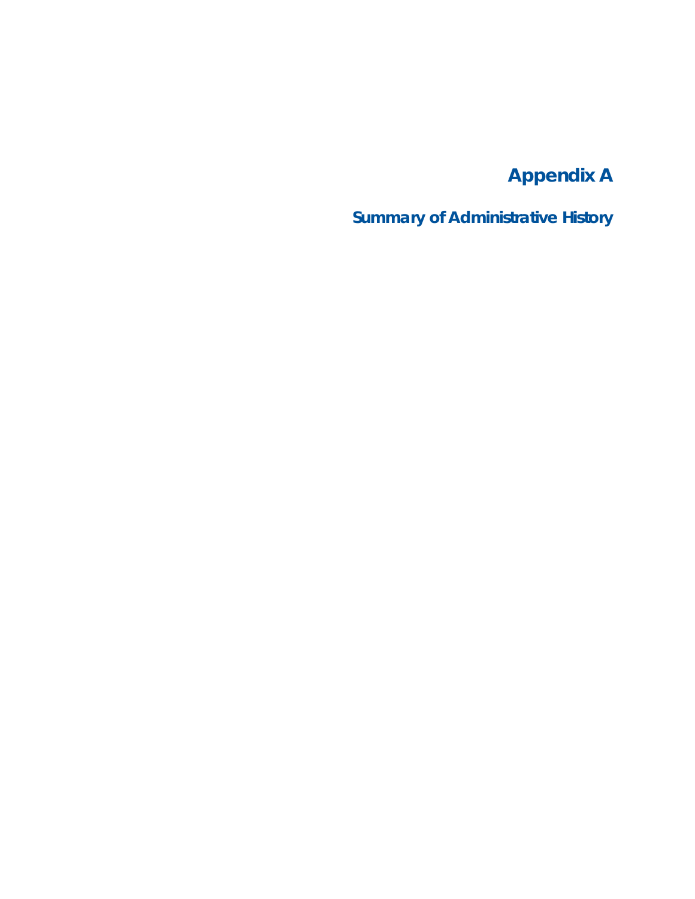# Appendix A

## Summary of Administrative History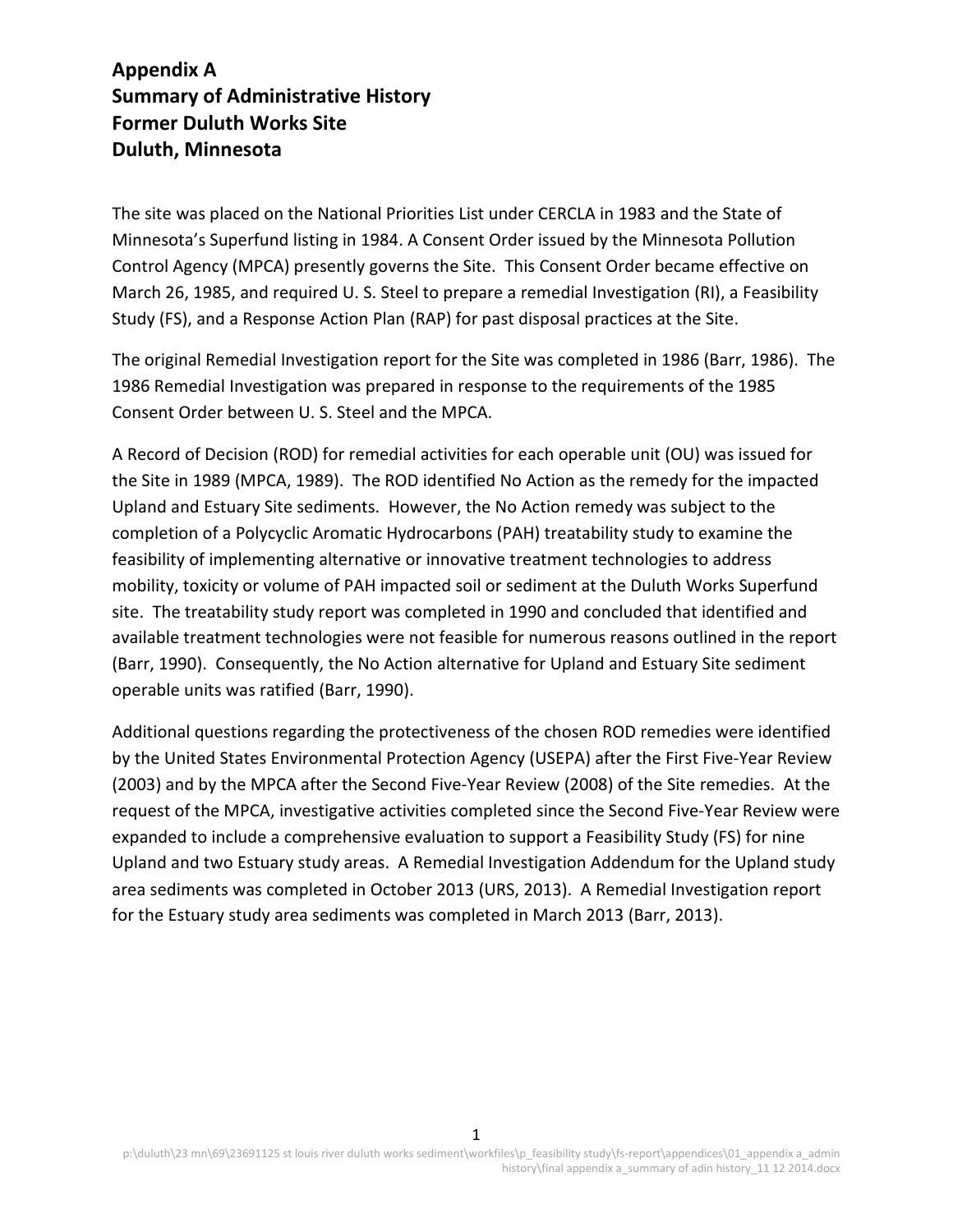# Appendix A
# Summary of Administrative History
# Former Duluth Works Site
# Duluth, Minnesota

The site was placed on the National Priorities List under CERCLA in 1983 and the State of Minnesota's Superfund listing in 1984. A Consent Order issued by the Minnesota Pollution Control Agency (MPCA) presently governs the Site. This Consent Order became effective on March 26, 1985, and required U. S. Steel to prepare a remedial Investigation (RI), a Feasibility Study (FS), and a Response Action Plan (RAP) for past disposal practices at the Site.

The original Remedial Investigation report for the Site was completed in 1986 (Barr, 1986). The 1986 Remedial Investigation was prepared in response to the requirements of the 1985 Consent Order between U. S. Steel and the MPCA.

A Record of Decision (ROD) for remedial activities for each operable unit (OU) was issued for the Site in 1989 (MPCA, 1989). The ROD identified No Action as the remedy for the impacted Upland and Estuary Site sediments. However, the No Action remedy was subject to the completion of a Polycyclic Aromatic Hydrocarbons (PAH) treatability study to examine the feasibility of implementing alternative or innovative treatment technologies to address mobility, toxicity or volume of PAH impacted soil or sediment at the Duluth Works Superfund site. The treatability study report was completed in 1990 and concluded that identified and available treatment technologies were not feasible for numerous reasons outlined in the report (Barr, 1990). Consequently, the No Action alternative for Upland and Estuary Site sediment operable units was ratified (Barr, 1990).

Additional questions regarding the protectiveness of the chosen ROD remedies were identified by the United States Environmental Protection Agency (USEPA) after the First Five-Year Review (2003) and by the MPCA after the Second Five-Year Review (2008) of the Site remedies. At the request of the MPCA, investigative activities completed since the Second Five-Year Review were expanded to include a comprehensive evaluation to support a Feasibility Study (FS) for nine Upland and two Estuary study areas. A Remedial Investigation Addendum for the Upland study area sediments was completed in October 2013 (URS, 2013). A Remedial Investigation report for the Estuary study area sediments was completed in March 2013 (Barr, 2013).